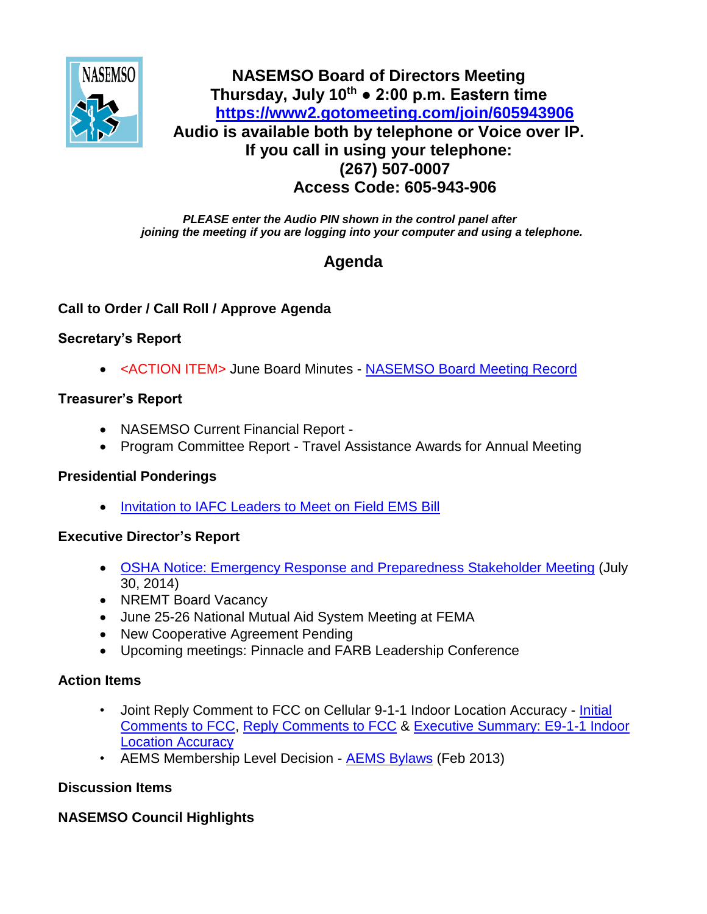# NASEMSO Board of Directors Meeting

**Thursday, July 10th ● 2:00 p.m. Eastern time**

**https://www2.gotomeeting.com/join/605943906**

**Audio is available both by telephone or Voice over IP.**

**If you call in using your telephone:**

**(267) 507-0007**

**Access Code: 605-943-906**

***PLEASE enter the Audio PIN shown in the control panel after joining the meeting if you are logging into your computer and using a telephone.***

## Agenda

### Call to Order / Call Roll / Approve Agenda

### Secretary's Report

- <ACTION ITEM> June Board Minutes - NASEMSO Board Meeting Record

### Treasurer's Report

- NASEMSO Current Financial Report -
- Program Committee Report - Travel Assistance Awards for Annual Meeting

### Presidential Ponderings

- Invitation to IAFC Leaders to Meet on Field EMS Bill

### Executive Director's Report

- OSHA Notice: Emergency Response and Preparedness Stakeholder Meeting (July 30, 2014)
- NREMT Board Vacancy
- June 25-26 National Mutual Aid System Meeting at FEMA
- New Cooperative Agreement Pending
- Upcoming meetings: Pinnacle and FARB Leadership Conference

### Action Items

- Joint Reply Comment to FCC on Cellular 9-1-1 Indoor Location Accuracy - Initial Comments to FCC, Reply Comments to FCC & Executive Summary: E9-1-1 Indoor Location Accuracy
- AEMS Membership Level Decision - AEMS Bylaws (Feb 2013)

### Discussion Items

### NASEMSO Council Highlights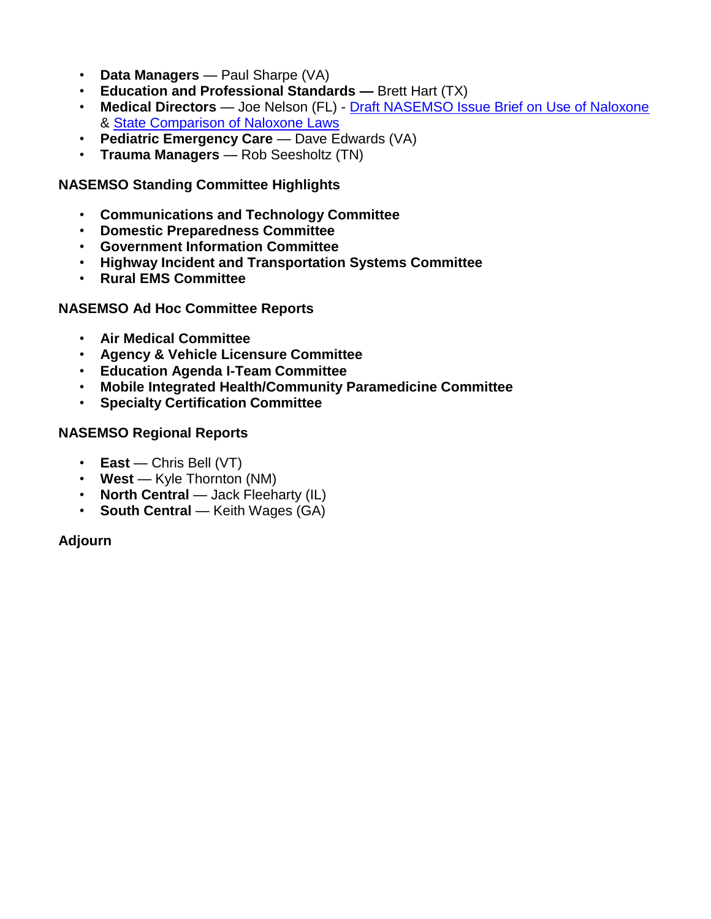- **Data Managers** — Paul Sharpe (VA)
- **Education and Professional Standards —** Brett Hart (TX)
- **Medical Directors** — Joe Nelson (FL) - Draft NASEMSO Issue Brief on Use of Naloxone & State Comparison of Naloxone Laws
- **Pediatric Emergency Care** — Dave Edwards (VA)
- **Trauma Managers** — Rob Seesholtz (TN)

**NASEMSO Standing Committee Highlights**

- **Communications and Technology Committee**
- **Domestic Preparedness Committee**
- **Government Information Committee**
- **Highway Incident and Transportation Systems Committee**
- **Rural EMS Committee**

**NASEMSO Ad Hoc Committee Reports**

- **Air Medical Committee**
- **Agency & Vehicle Licensure Committee**
- **Education Agenda I-Team Committee**
- **Mobile Integrated Health/Community Paramedicine Committee**
- **Specialty Certification Committee**

**NASEMSO Regional Reports**

- **East** — Chris Bell (VT)
- **West** — Kyle Thornton (NM)
- **North Central** — Jack Fleeharty (IL)
- **South Central** — Keith Wages (GA)

**Adjourn**